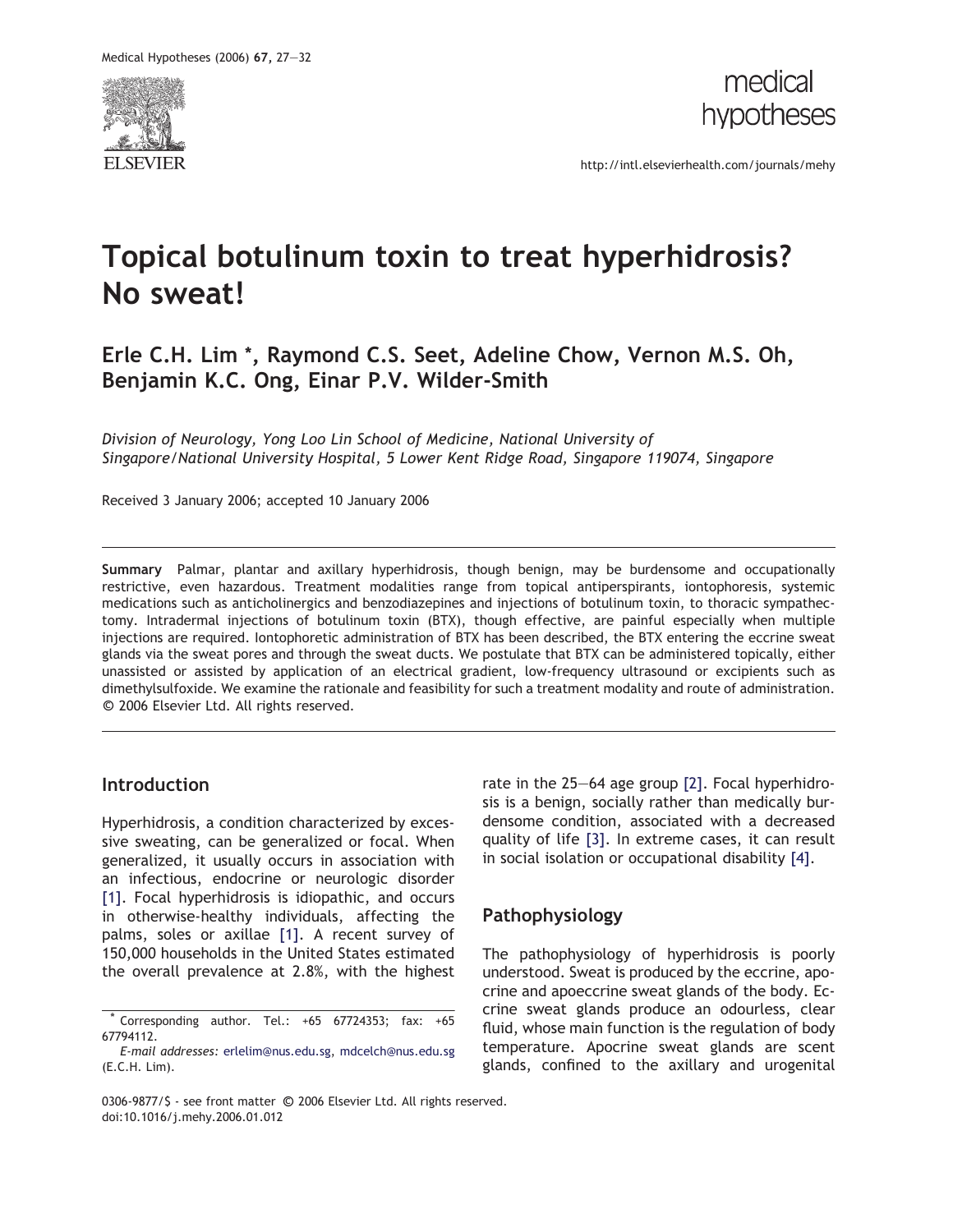# Topical botulinum toxin to treat hyperhidrosis? No sweat!

**Erle C.H. Lim \*, Raymond C.S. Seet, Adeline Chow, Vernon M.S. Oh, Benjamin K.C. Ong, Einar P.V. Wilder-Smith**

*Division of Neurology, Yong Loo Lin School of Medicine, National University of Singapore/National University Hospital, 5 Lower Kent Ridge Road, Singapore 119074, Singapore*

Received 3 January 2006; accepted 10 January 2006

**Summary** Palmar, plantar and axillary hyperhidrosis, though benign, may be burdensome and occupationally restrictive, even hazardous. Treatment modalities range from topical antiperspirants, iontophoresis, systemic medications such as anticholinergics and benzodiazepines and injections of botulinum toxin, to thoracic sympathectomy. Intradermal injections of botulinum toxin (BTX), though effective, are painful especially when multiple injections are required. Iontophoretic administration of BTX has been described, the BTX entering the eccrine sweat glands via the sweat pores and through the sweat ducts. We postulate that BTX can be administered topically, either unassisted or assisted by application of an electrical gradient, low-frequency ultrasound or excipients such as dimethylsulfoxide. We examine the rationale and feasibility for such a treatment modality and route of administration.
© 2006 Elsevier Ltd. All rights reserved.

## Introduction

Hyperhidrosis, a condition characterized by excessive sweating, can be generalized or focal. When generalized, it usually occurs in association with an infectious, endocrine or neurologic disorder [1]. Focal hyperhidrosis is idiopathic, and occurs in otherwise-healthy individuals, affecting the palms, soles or axillae [1]. A recent survey of 150,000 households in the United States estimated the overall prevalence at 2.8%, with the highest rate in the 25–64 age group [2]. Focal hyperhidrosis is a benign, socially rather than medically burdensome condition, associated with a decreased quality of life [3]. In extreme cases, it can result in social isolation or occupational disability [4].

## Pathophysiology

The pathophysiology of hyperhidrosis is poorly understood. Sweat is produced by the eccrine, apocrine and apoeccrine sweat glands of the body. Eccrine sweat glands produce an odourless, clear fluid, whose main function is the regulation of body temperature. Apocrine sweat glands are scent glands, confined to the axillary and urogenital

\* Corresponding author. Tel.: +65 67724353; fax: +65 67794112.
*E-mail addresses:* erlelim@nus.edu.sg, mdcelch@nus.edu.sg (E.C.H. Lim).

0306-9877/$ - see front matter © 2006 Elsevier Ltd. All rights reserved.
doi:10.1016/j.mehy.2006.01.012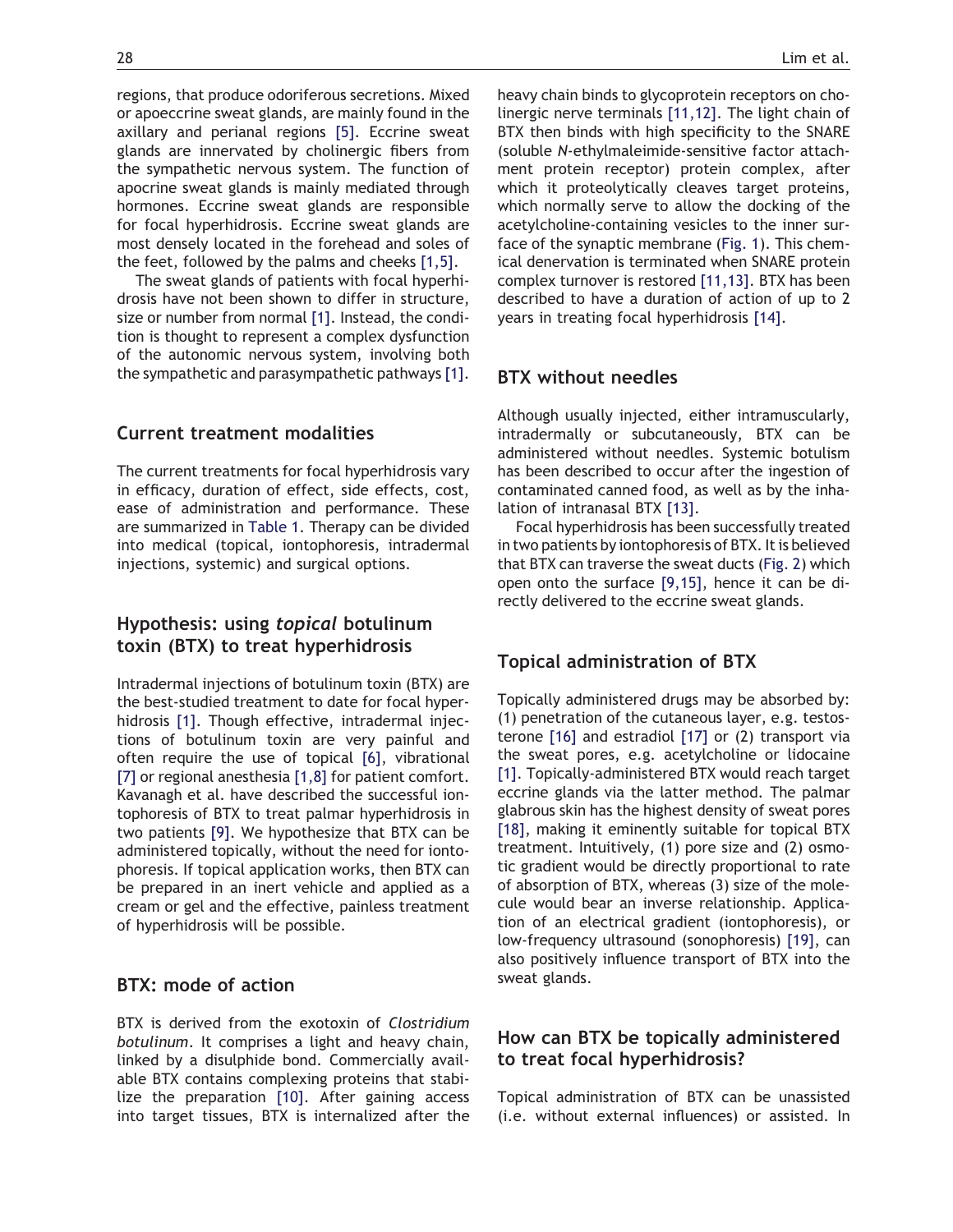regions, that produce odoriferous secretions. Mixed or apoeccrine sweat glands, are mainly found in the axillary and perianal regions [5]. Eccrine sweat glands are innervated by cholinergic fibers from the sympathetic nervous system. The function of apocrine sweat glands is mainly mediated through hormones. Eccrine sweat glands are responsible for focal hyperhidrosis. Eccrine sweat glands are most densely located in the forehead and soles of the feet, followed by the palms and cheeks [1,5].

The sweat glands of patients with focal hyperhidrosis have not been shown to differ in structure, size or number from normal [1]. Instead, the condition is thought to represent a complex dysfunction of the autonomic nervous system, involving both the sympathetic and parasympathetic pathways [1].

## Current treatment modalities

The current treatments for focal hyperhidrosis vary in efficacy, duration of effect, side effects, cost, ease of administration and performance. These are summarized in Table 1. Therapy can be divided into medical (topical, iontophoresis, intradermal injections, systemic) and surgical options.

## Hypothesis: using *topical* botulinum toxin (BTX) to treat hyperhidrosis

Intradermal injections of botulinum toxin (BTX) are the best-studied treatment to date for focal hyperhidrosis [1]. Though effective, intradermal injections of botulinum toxin are very painful and often require the use of topical [6], vibrational [7] or regional anesthesia [1,8] for patient comfort. Kavanagh et al. have described the successful iontophoresis of BTX to treat palmar hyperhidrosis in two patients [9]. We hypothesize that BTX can be administered topically, without the need for iontophoresis. If topical application works, then BTX can be prepared in an inert vehicle and applied as a cream or gel and the effective, painless treatment of hyperhidrosis will be possible.

## BTX: mode of action

BTX is derived from the exotoxin of *Clostridium botulinum*. It comprises a light and heavy chain, linked by a disulphide bond. Commercially available BTX contains complexing proteins that stabilize the preparation [10]. After gaining access into target tissues, BTX is internalized after the heavy chain binds to glycoprotein receptors on cholinergic nerve terminals [11,12]. The light chain of BTX then binds with high specificity to the SNARE (soluble *N*-ethylmaleimide-sensitive factor attachment protein receptor) protein complex, after which it proteolytically cleaves target proteins, which normally serve to allow the docking of the acetylcholine-containing vesicles to the inner surface of the synaptic membrane (Fig. 1). This chemical denervation is terminated when SNARE protein complex turnover is restored [11,13]. BTX has been described to have a duration of action of up to 2 years in treating focal hyperhidrosis [14].

## BTX without needles

Although usually injected, either intramuscularly, intradermally or subcutaneously, BTX can be administered without needles. Systemic botulism has been described to occur after the ingestion of contaminated canned food, as well as by the inhalation of intranasal BTX [13].

Focal hyperhidrosis has been successfully treated in two patients by iontophoresis of BTX. It is believed that BTX can traverse the sweat ducts (Fig. 2) which open onto the surface [9,15], hence it can be directly delivered to the eccrine sweat glands.

## Topical administration of BTX

Topically administered drugs may be absorbed by: (1) penetration of the cutaneous layer, e.g. testosterone [16] and estradiol [17] or (2) transport via the sweat pores, e.g. acetylcholine or lidocaine [1]. Topically-administered BTX would reach target eccrine glands via the latter method. The palmar glabrous skin has the highest density of sweat pores [18], making it eminently suitable for topical BTX treatment. Intuitively, (1) pore size and (2) osmotic gradient would be directly proportional to rate of absorption of BTX, whereas (3) size of the molecule would bear an inverse relationship. Application of an electrical gradient (iontophoresis), or low-frequency ultrasound (sonophoresis) [19], can also positively influence transport of BTX into the sweat glands.

## How can BTX be topically administered to treat focal hyperhidrosis?

Topical administration of BTX can be unassisted (i.e. without external influences) or assisted. In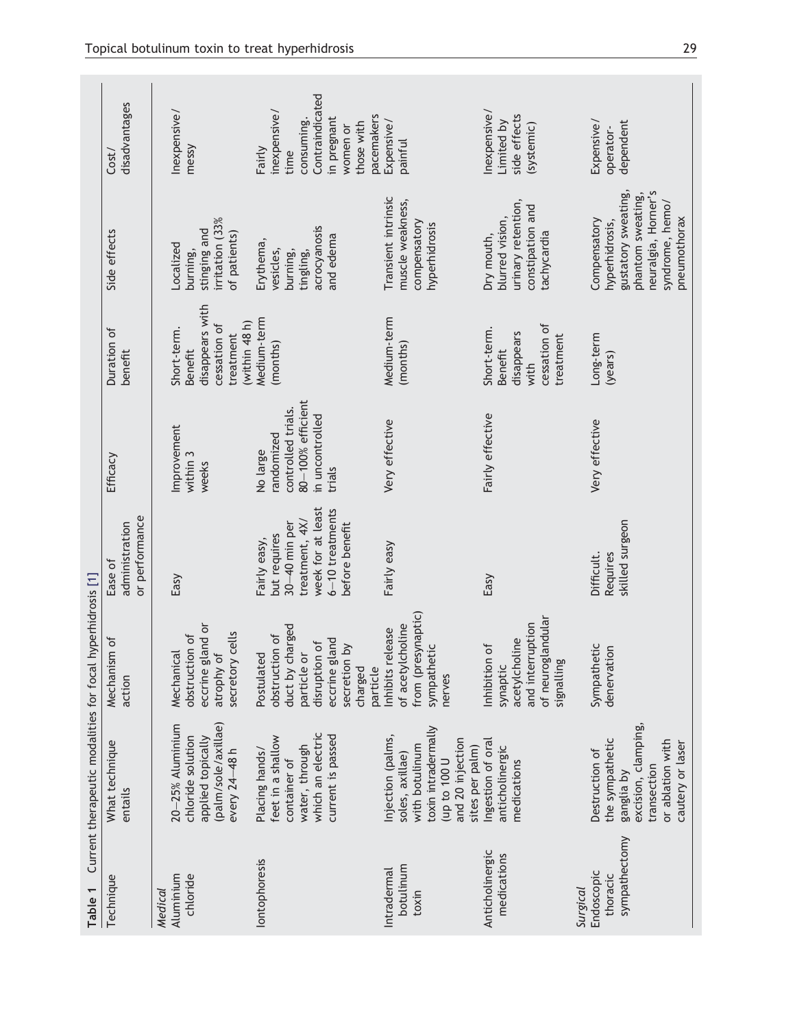**Table 1** Current therapeutic modalities for focal hyperhidrosis [1]

| Technique | What technique entails | Mechanism of action | Ease of administration or performance | Efficacy | Duration of benefit | Side effects | Cost/ disadvantages |
|---|---|---|---|---|---|---|---|
| *Medical* | | | | | | | |
| Aluminium chloride | 20–25% Aluminium chloride solution applied topically (palm/sole/axillae) every 24–48 h | Mechanical obstruction of eccrine gland or atrophy of secretory cells | Easy | Improvement within 3 weeks | Short-term. Benefit disappears with cessation of treatment (within 48 h) | Localized burning, stinging and irritation (33% of patients) | Inexpensive/ messy |
| Iontophoresis | Placing hands/ feet in a shallow container of water, through which an electric current is passed | Postulated obstruction of duct by charged particle or disruption of eccrine gland secretion by charged particle | Fairly easy, but requires 30–40 min per treatment, 4X/ week for at least 6–10 treatments before benefit | No large randomized controlled trials. 80–100% efficient in uncontrolled trials | Medium-term (months) | Erythema, vesicles, burning, tingling, acrocyanosis and edema | Fairly inexpensive/ time consuming. Contraindicated in pregnant women or those with pacemakers |
| Intradermal botulinum toxin | Injection (palms, soles, axillae) with botulinum toxin intradermally (up to 100 U and 20 injection sites per palm) | Inhibits release of acetylcholine from (presynaptic) sympathetic nerves | Fairly easy | Very effective | Medium-term (months) | Transient intrinsic muscle weakness, compensatory hyperhidrosis | Expensive/ painful |
| Anticholinergic medications | Ingestion of oral anticholinergic medications | Inhibition of synaptic acetylcholine and interruption of neuroglandular signalling | Easy | Fairly effective | Short-term. Benefit disappears with cessation of treatment | Dry mouth, blurred vision, urinary retention, constipation and tachycardia | Inexpensive/ Limited by side effects (systemic) |
| *Surgical* | | | | | | | |
| Endoscopic thoracic sympathectomy | Destruction of the sympathetic ganglia by excision, clamping, transection or ablation with cautery or laser | Sympathetic denervation | Difficult. Requires skilled surgeon | Very effective | Long-term (years) | Compensatory hyperhidrosis, gustatory sweating, phantom sweating, neuralgia, Horner's syndrome, hemo/ pneumothorax | Expensive/ operator-dependent |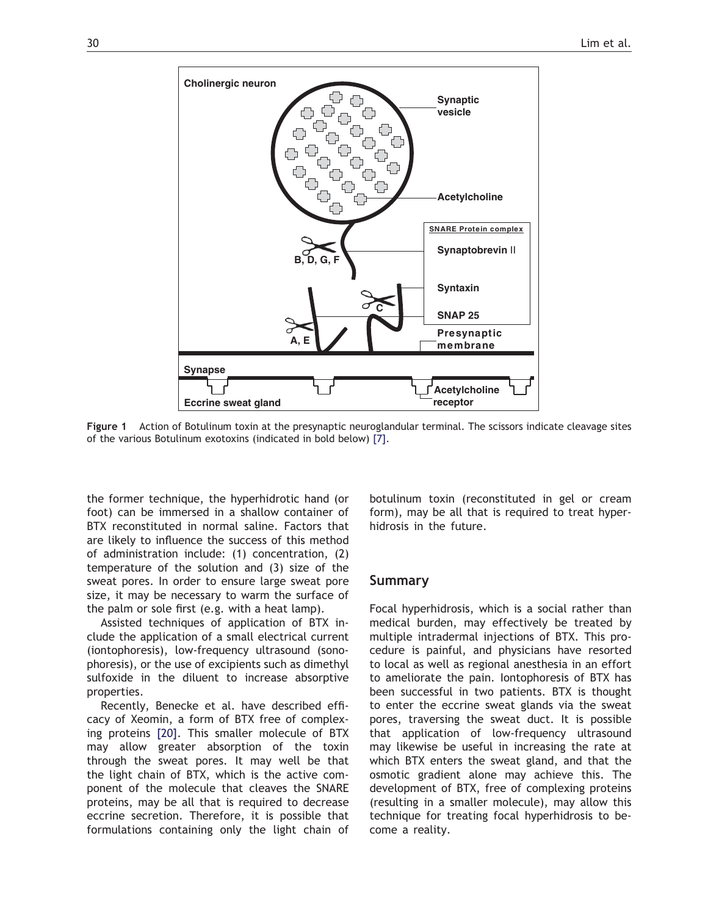Figure 1 Action of Botulinum toxin at the presynaptic neuroglandular terminal. The scissors indicate cleavage sites of the various Botulinum exotoxins (indicated in bold below) [7].

the former technique, the hyperhidrotic hand (or foot) can be immersed in a shallow container of BTX reconstituted in normal saline. Factors that are likely to influence the success of this method of administration include: (1) concentration, (2) temperature of the solution and (3) size of the sweat pores. In order to ensure large sweat pore size, it may be necessary to warm the surface of the palm or sole first (e.g. with a heat lamp).

Assisted techniques of application of BTX include the application of a small electrical current (iontophoresis), low-frequency ultrasound (sonophoresis), or the use of excipients such as dimethyl sulfoxide in the diluent to increase absorptive properties.

Recently, Benecke et al. have described efficacy of Xeomin, a form of BTX free of complexing proteins [20]. This smaller molecule of BTX may allow greater absorption of the toxin through the sweat pores. It may well be that the light chain of BTX, which is the active component of the molecule that cleaves the SNARE proteins, may be all that is required to decrease eccrine secretion. Therefore, it is possible that formulations containing only the light chain of botulinum toxin (reconstituted in gel or cream form), may be all that is required to treat hyperhidrosis in the future.

## Summary

Focal hyperhidrosis, which is a social rather than medical burden, may effectively be treated by multiple intradermal injections of BTX. This procedure is painful, and physicians have resorted to local as well as regional anesthesia in an effort to ameliorate the pain. Iontophoresis of BTX has been successful in two patients. BTX is thought to enter the eccrine sweat glands via the sweat pores, traversing the sweat duct. It is possible that application of low-frequency ultrasound may likewise be useful in increasing the rate at which BTX enters the sweat gland, and that the osmotic gradient alone may achieve this. The development of BTX, free of complexing proteins (resulting in a smaller molecule), may allow this technique for treating focal hyperhidrosis to become a reality.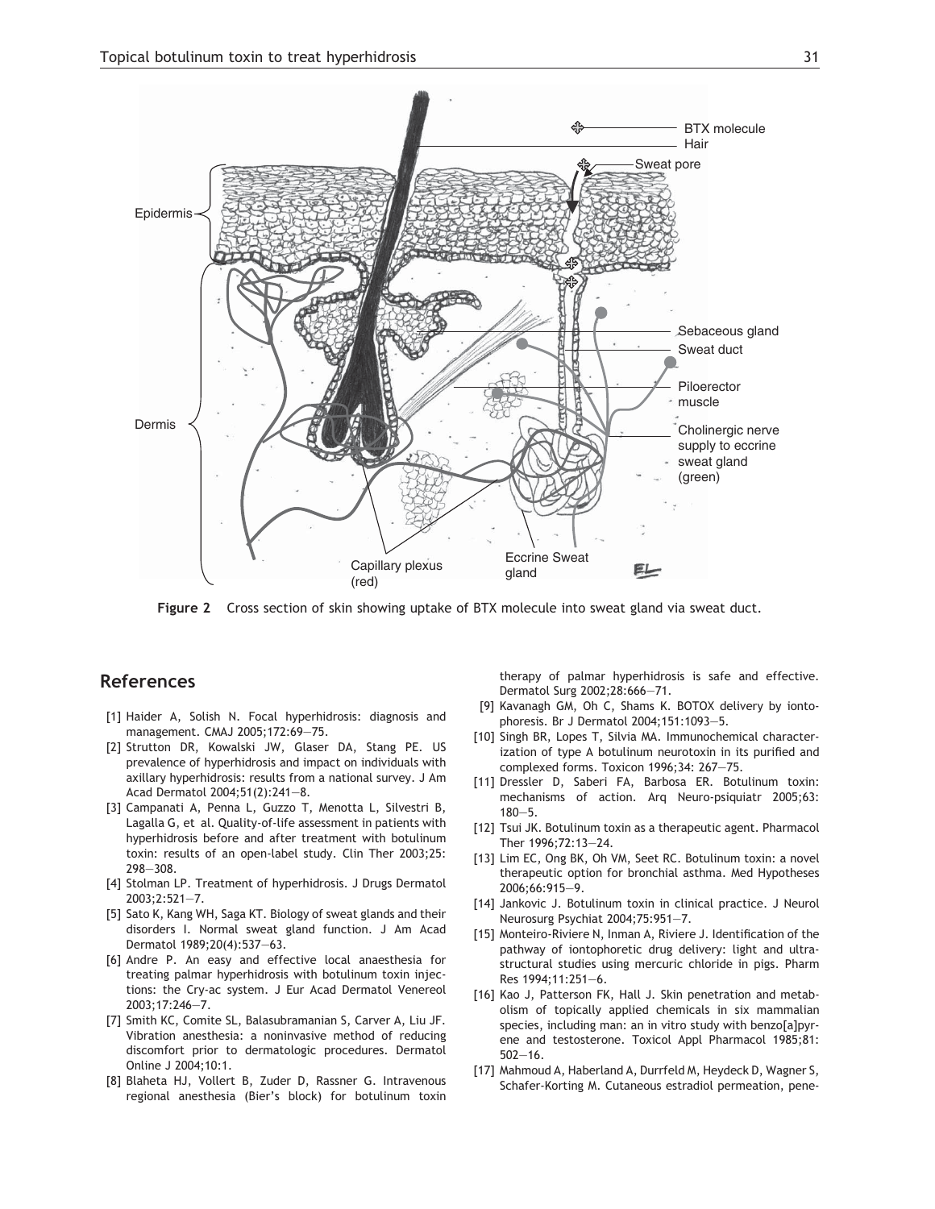**Figure 2** Cross section of skin showing uptake of BTX molecule into sweat gland via sweat duct.

## References

[1] Haider A, Solish N. Focal hyperhidrosis: diagnosis and management. CMAJ 2005;172:69—75.

[2] Strutton DR, Kowalski JW, Glaser DA, Stang PE. US prevalence of hyperhidrosis and impact on individuals with axillary hyperhidrosis: results from a national survey. J Am Acad Dermatol 2004;51(2):241—8.

[3] Campanati A, Penna L, Guzzo T, Menotta L, Silvestri B, Lagalla G, et al. Quality-of-life assessment in patients with hyperhidrosis before and after treatment with botulinum toxin: results of an open-label study. Clin Ther 2003;25: 298—308.

[4] Stolman LP. Treatment of hyperhidrosis. J Drugs Dermatol 2003;2:521—7.

[5] Sato K, Kang WH, Saga KT. Biology of sweat glands and their disorders I. Normal sweat gland function. J Am Acad Dermatol 1989;20(4):537—63.

[6] Andre P. An easy and effective local anaesthesia for treating palmar hyperhidrosis with botulinum toxin injections: the Cry-ac system. J Eur Acad Dermatol Venereol 2003;17:246—7.

[7] Smith KC, Comite SL, Balasubramanian S, Carver A, Liu JF. Vibration anesthesia: a noninvasive method of reducing discomfort prior to dermatologic procedures. Dermatol Online J 2004;10:1.

[8] Blaheta HJ, Vollert B, Zuder D, Rassner G. Intravenous regional anesthesia (Bier's block) for botulinum toxin therapy of palmar hyperhidrosis is safe and effective. Dermatol Surg 2002;28:666—71.

[9] Kavanagh GM, Oh C, Shams K. BOTOX delivery by iontophoresis. Br J Dermatol 2004;151:1093—5.

[10] Singh BR, Lopes T, Silvia MA. Immunochemical characterization of type A botulinum neurotoxin in its purified and complexed forms. Toxicon 1996;34: 267—75.

[11] Dressler D, Saberi FA, Barbosa ER. Botulinum toxin: mechanisms of action. Arq Neuro-psiquiatr 2005;63: 180—5.

[12] Tsui JK. Botulinum toxin as a therapeutic agent. Pharmacol Ther 1996;72:13—24.

[13] Lim EC, Ong BK, Oh VM, Seet RC. Botulinum toxin: a novel therapeutic option for bronchial asthma. Med Hypotheses 2006;66:915—9.

[14] Jankovic J. Botulinum toxin in clinical practice. J Neurol Neurosurg Psychiat 2004;75:951—7.

[15] Monteiro-Riviere N, Inman A, Riviere J. Identification of the pathway of iontophoretic drug delivery: light and ultrastructural studies using mercuric chloride in pigs. Pharm Res 1994;11:251—6.

[16] Kao J, Patterson FK, Hall J. Skin penetration and metabolism of topically applied chemicals in six mammalian species, including man: an in vitro study with benzo[a]pyrene and testosterone. Toxicol Appl Pharmacol 1985;81: 502—16.

[17] Mahmoud A, Haberland A, Durrfeld M, Heydeck D, Wagner S, Schafer-Korting M. Cutaneous estradiol permeation, pene-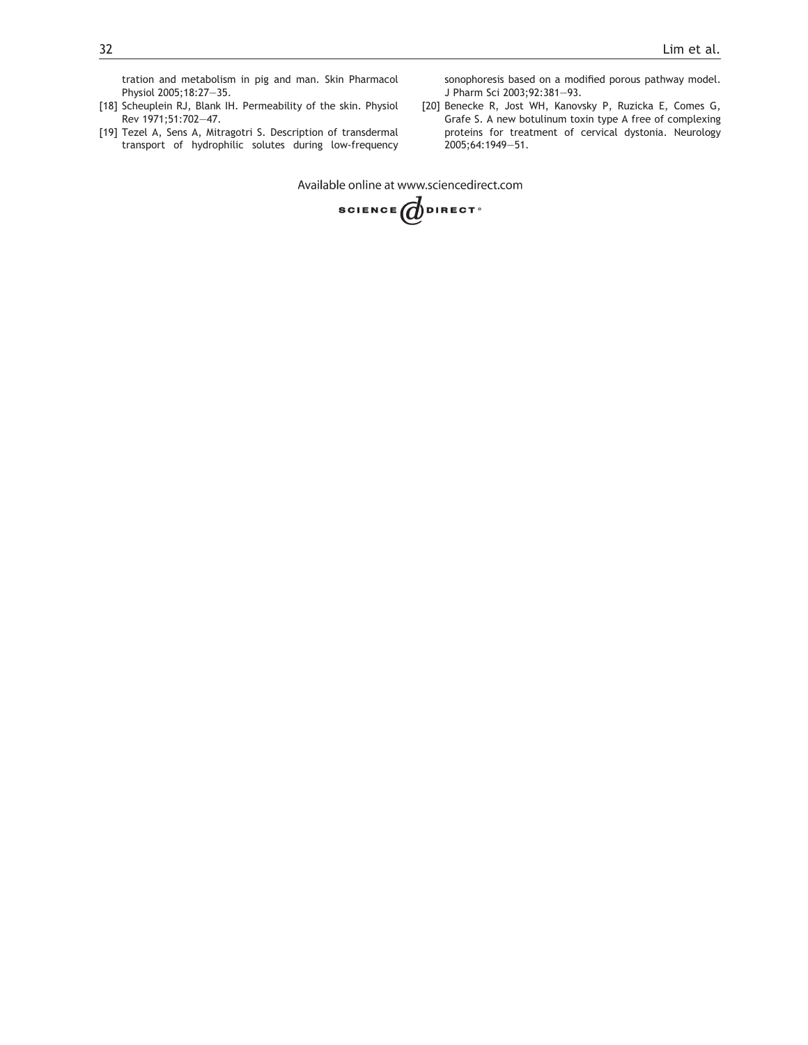tration and metabolism in pig and man. Skin Pharmacol Physiol 2005;18:27—35.

[18] Scheuplein RJ, Blank IH. Permeability of the skin. Physiol Rev 1971;51:702—47.

[19] Tezel A, Sens A, Mitragotri S. Description of transdermal transport of hydrophilic solutes during low-frequency sonophoresis based on a modified porous pathway model. J Pharm Sci 2003;92:381—93.

[20] Benecke R, Jost WH, Kanovsky P, Ruzicka E, Comes G, Grafe S. A new botulinum toxin type A free of complexing proteins for treatment of cervical dystonia. Neurology 2005;64:1949—51.

Available online at www.sciencedirect.com

SCIENCE DIRECT®